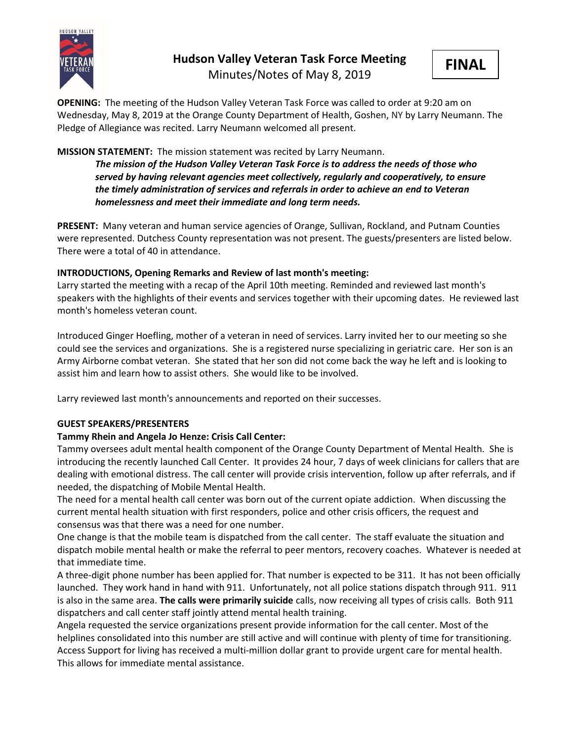# Hudson Valley Veteran Task Force Meeting

Minutes/Notes of May 8, 2019

**FINAL**

**OPENING:** The meeting of the Hudson Valley Veteran Task Force was called to order at 9:20 am on Wednesday, May 8, 2019 at the Orange County Department of Health, Goshen, NY by Larry Neumann. The Pledge of Allegiance was recited. Larry Neumann welcomed all present.

**MISSION STATEMENT:** The mission statement was recited by Larry Neumann.

> ***The mission of the Hudson Valley Veteran Task Force is to address the needs of those who served by having relevant agencies meet collectively, regularly and cooperatively, to ensure the timely administration of services and referrals in order to achieve an end to Veteran homelessness and meet their immediate and long term needs.***

**PRESENT:** Many veteran and human service agencies of Orange, Sullivan, Rockland, and Putnam Counties were represented. Dutchess County representation was not present. The guests/presenters are listed below. There were a total of 40 in attendance.

**INTRODUCTIONS, Opening Remarks and Review of last month's meeting:**

Larry started the meeting with a recap of the April 10th meeting. Reminded and reviewed last month's speakers with the highlights of their events and services together with their upcoming dates. He reviewed last month's homeless veteran count.

Introduced Ginger Hoefling, mother of a veteran in need of services. Larry invited her to our meeting so she could see the services and organizations. She is a registered nurse specializing in geriatric care. Her son is an Army Airborne combat veteran. She stated that her son did not come back the way he left and is looking to assist him and learn how to assist others. She would like to be involved.

Larry reviewed last month's announcements and reported on their successes.

**GUEST SPEAKERS/PRESENTERS**

**Tammy Rhein and Angela Jo Henze: Crisis Call Center:**

Tammy oversees adult mental health component of the Orange County Department of Mental Health. She is introducing the recently launched Call Center. It provides 24 hour, 7 days of week clinicians for callers that are dealing with emotional distress. The call center will provide crisis intervention, follow up after referrals, and if needed, the dispatching of Mobile Mental Health.

The need for a mental health call center was born out of the current opiate addiction. When discussing the current mental health situation with first responders, police and other crisis officers, the request and consensus was that there was a need for one number.

One change is that the mobile team is dispatched from the call center. The staff evaluate the situation and dispatch mobile mental health or make the referral to peer mentors, recovery coaches. Whatever is needed at that immediate time.

A three-digit phone number has been applied for. That number is expected to be 311. It has not been officially launched. They work hand in hand with 911. Unfortunately, not all police stations dispatch through 911. 911 is also in the same area. **The calls were primarily suicide** calls, now receiving all types of crisis calls. Both 911 dispatchers and call center staff jointly attend mental health training.

Angela requested the service organizations present provide information for the call center. Most of the helplines consolidated into this number are still active and will continue with plenty of time for transitioning. Access Support for living has received a multi-million dollar grant to provide urgent care for mental health. This allows for immediate mental assistance.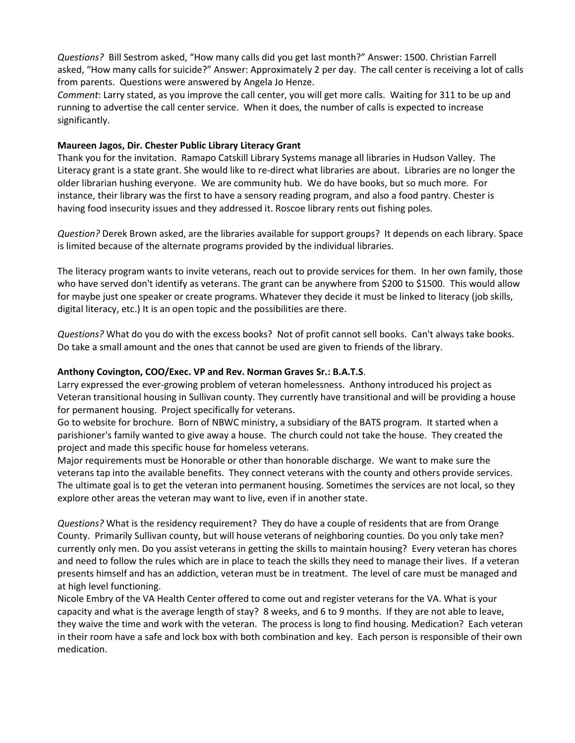*Questions?* Bill Sestrom asked, "How many calls did you get last month?" Answer: 1500. Christian Farrell asked, "How many calls for suicide?" Answer: Approximately 2 per day. The call center is receiving a lot of calls from parents. Questions were answered by Angela Jo Henze.
*Comment*: Larry stated, as you improve the call center, you will get more calls. Waiting for 311 to be up and running to advertise the call center service. When it does, the number of calls is expected to increase significantly.

**Maureen Jagos, Dir. Chester Public Library Literacy Grant**
Thank you for the invitation. Ramapo Catskill Library Systems manage all libraries in Hudson Valley. The Literacy grant is a state grant. She would like to re-direct what libraries are about. Libraries are no longer the older librarian hushing everyone. We are community hub. We do have books, but so much more. For instance, their library was the first to have a sensory reading program, and also a food pantry. Chester is having food insecurity issues and they addressed it. Roscoe library rents out fishing poles.

*Question?* Derek Brown asked, are the libraries available for support groups? It depends on each library. Space is limited because of the alternate programs provided by the individual libraries.

The literacy program wants to invite veterans, reach out to provide services for them. In her own family, those who have served don't identify as veterans. The grant can be anywhere from $200 to $1500. This would allow for maybe just one speaker or create programs. Whatever they decide it must be linked to literacy (job skills, digital literacy, etc.) It is an open topic and the possibilities are there.

*Questions?* What do you do with the excess books? Not of profit cannot sell books. Can't always take books. Do take a small amount and the ones that cannot be used are given to friends of the library.

**Anthony Covington, COO/Exec. VP and Rev. Norman Graves Sr.: B.A.T.S**.
Larry expressed the ever-growing problem of veteran homelessness. Anthony introduced his project as Veteran transitional housing in Sullivan county. They currently have transitional and will be providing a house for permanent housing. Project specifically for veterans.
Go to website for brochure. Born of NBWC ministry, a subsidiary of the BATS program. It started when a parishioner's family wanted to give away a house. The church could not take the house. They created the project and made this specific house for homeless veterans.
Major requirements must be Honorable or other than honorable discharge. We want to make sure the veterans tap into the available benefits. They connect veterans with the county and others provide services. The ultimate goal is to get the veteran into permanent housing. Sometimes the services are not local, so they explore other areas the veteran may want to live, even if in another state.

*Questions?* What is the residency requirement? They do have a couple of residents that are from Orange County. Primarily Sullivan county, but will house veterans of neighboring counties. Do you only take men? currently only men. Do you assist veterans in getting the skills to maintain housing? Every veteran has chores and need to follow the rules which are in place to teach the skills they need to manage their lives. If a veteran presents himself and has an addiction, veteran must be in treatment. The level of care must be managed and at high level functioning.
Nicole Embry of the VA Health Center offered to come out and register veterans for the VA. What is your capacity and what is the average length of stay? 8 weeks, and 6 to 9 months. If they are not able to leave, they waive the time and work with the veteran. The process is long to find housing. Medication? Each veteran in their room have a safe and lock box with both combination and key. Each person is responsible of their own medication.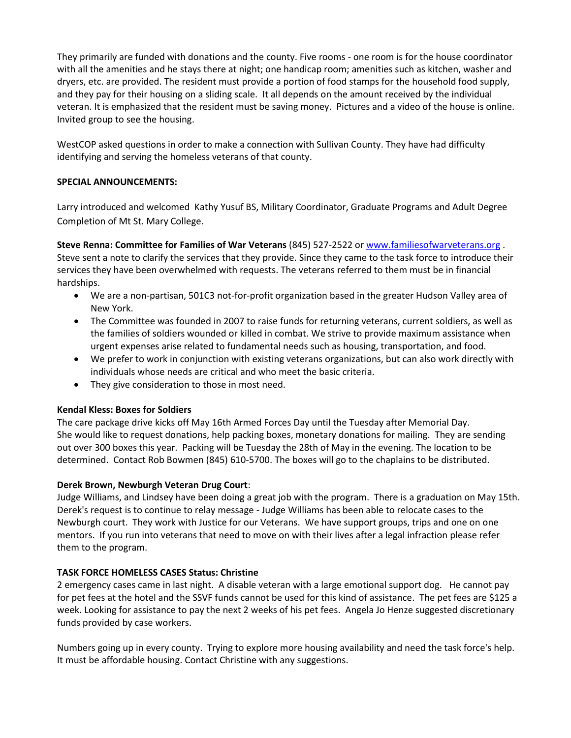They primarily are funded with donations and the county. Five rooms - one room is for the house coordinator with all the amenities and he stays there at night; one handicap room; amenities such as kitchen, washer and dryers, etc. are provided. The resident must provide a portion of food stamps for the household food supply, and they pay for their housing on a sliding scale. It all depends on the amount received by the individual veteran. It is emphasized that the resident must be saving money. Pictures and a video of the house is online. Invited group to see the housing.

WestCOP asked questions in order to make a connection with Sullivan County. They have had difficulty identifying and serving the homeless veterans of that county.

**SPECIAL ANNOUNCEMENTS:**

Larry introduced and welcomed Kathy Yusuf BS, Military Coordinator, Graduate Programs and Adult Degree Completion of Mt St. Mary College.

**Steve Renna: Committee for Families of War Veterans** (845) 527-2522 or www.familiesofwarveterans.org . Steve sent a note to clarify the services that they provide. Since they came to the task force to introduce their services they have been overwhelmed with requests. The veterans referred to them must be in financial hardships.

- We are a non-partisan, 501C3 not-for-profit organization based in the greater Hudson Valley area of New York.
- The Committee was founded in 2007 to raise funds for returning veterans, current soldiers, as well as the families of soldiers wounded or killed in combat. We strive to provide maximum assistance when urgent expenses arise related to fundamental needs such as housing, transportation, and food.
- We prefer to work in conjunction with existing veterans organizations, but can also work directly with individuals whose needs are critical and who meet the basic criteria.
- They give consideration to those in most need.

**Kendal Kless: Boxes for Soldiers**

The care package drive kicks off May 16th Armed Forces Day until the Tuesday after Memorial Day. She would like to request donations, help packing boxes, monetary donations for mailing. They are sending out over 300 boxes this year. Packing will be Tuesday the 28th of May in the evening. The location to be determined. Contact Rob Bowmen (845) 610-5700. The boxes will go to the chaplains to be distributed.

**Derek Brown, Newburgh Veteran Drug Court**:

Judge Williams, and Lindsey have been doing a great job with the program. There is a graduation on May 15th. Derek's request is to continue to relay message - Judge Williams has been able to relocate cases to the Newburgh court. They work with Justice for our Veterans. We have support groups, trips and one on one mentors. If you run into veterans that need to move on with their lives after a legal infraction please refer them to the program.

**TASK FORCE HOMELESS CASES Status: Christine**

2 emergency cases came in last night. A disable veteran with a large emotional support dog. He cannot pay for pet fees at the hotel and the SSVF funds cannot be used for this kind of assistance. The pet fees are $125 a week. Looking for assistance to pay the next 2 weeks of his pet fees. Angela Jo Henze suggested discretionary funds provided by case workers.

Numbers going up in every county. Trying to explore more housing availability and need the task force's help. It must be affordable housing. Contact Christine with any suggestions.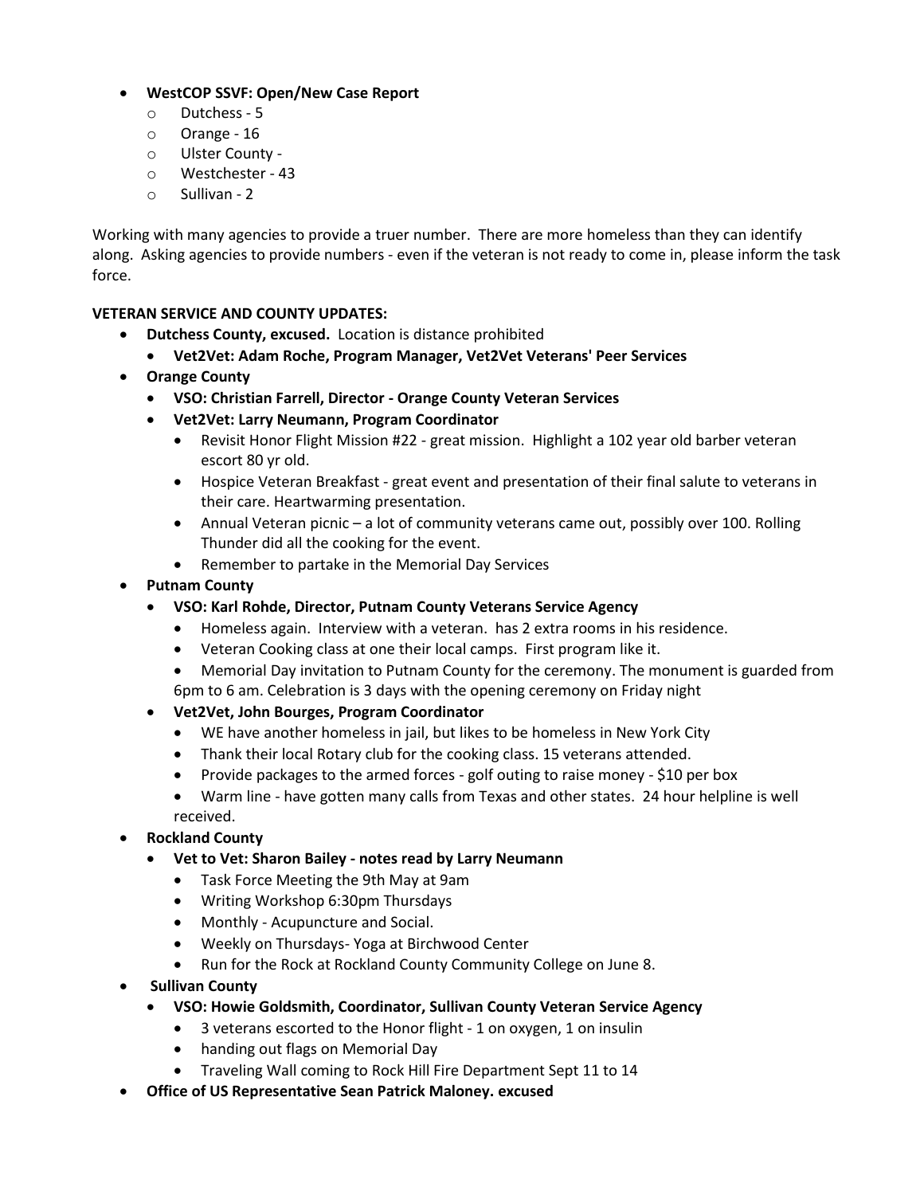- **WestCOP SSVF: Open/New Case Report**
  - Dutchess - 5
  - Orange - 16
  - Ulster County -
  - Westchester - 43
  - Sullivan - 2

Working with many agencies to provide a truer number. There are more homeless than they can identify along. Asking agencies to provide numbers - even if the veteran is not ready to come in, please inform the task force.

**VETERAN SERVICE AND COUNTY UPDATES:**

- **Dutchess County, excused.** Location is distance prohibited
  - **Vet2Vet: Adam Roche, Program Manager, Vet2Vet Veterans' Peer Services**
- **Orange County**
  - **VSO: Christian Farrell, Director - Orange County Veteran Services**
  - **Vet2Vet: Larry Neumann, Program Coordinator**
    - Revisit Honor Flight Mission #22 - great mission. Highlight a 102 year old barber veteran escort 80 yr old.
    - Hospice Veteran Breakfast - great event and presentation of their final salute to veterans in their care. Heartwarming presentation.
    - Annual Veteran picnic – a lot of community veterans came out, possibly over 100. Rolling Thunder did all the cooking for the event.
    - Remember to partake in the Memorial Day Services
- **Putnam County**
  - **VSO: Karl Rohde, Director, Putnam County Veterans Service Agency**
    - Homeless again. Interview with a veteran. has 2 extra rooms in his residence.
    - Veteran Cooking class at one their local camps. First program like it.
    - Memorial Day invitation to Putnam County for the ceremony. The monument is guarded from 6pm to 6 am. Celebration is 3 days with the opening ceremony on Friday night
  - **Vet2Vet, John Bourges, Program Coordinator**
    - WE have another homeless in jail, but likes to be homeless in New York City
    - Thank their local Rotary club for the cooking class. 15 veterans attended.
    - Provide packages to the armed forces - golf outing to raise money - $10 per box
    - Warm line - have gotten many calls from Texas and other states. 24 hour helpline is well received.
- **Rockland County**
  - **Vet to Vet: Sharon Bailey - notes read by Larry Neumann**
    - Task Force Meeting the 9th May at 9am
    - Writing Workshop 6:30pm Thursdays
    - Monthly - Acupuncture and Social.
    - Weekly on Thursdays- Yoga at Birchwood Center
    - Run for the Rock at Rockland County Community College on June 8.
- **Sullivan County**
  - **VSO: Howie Goldsmith, Coordinator, Sullivan County Veteran Service Agency**
    - 3 veterans escorted to the Honor flight - 1 on oxygen, 1 on insulin
    - handing out flags on Memorial Day
    - Traveling Wall coming to Rock Hill Fire Department Sept 11 to 14
- **Office of US Representative Sean Patrick Maloney. excused**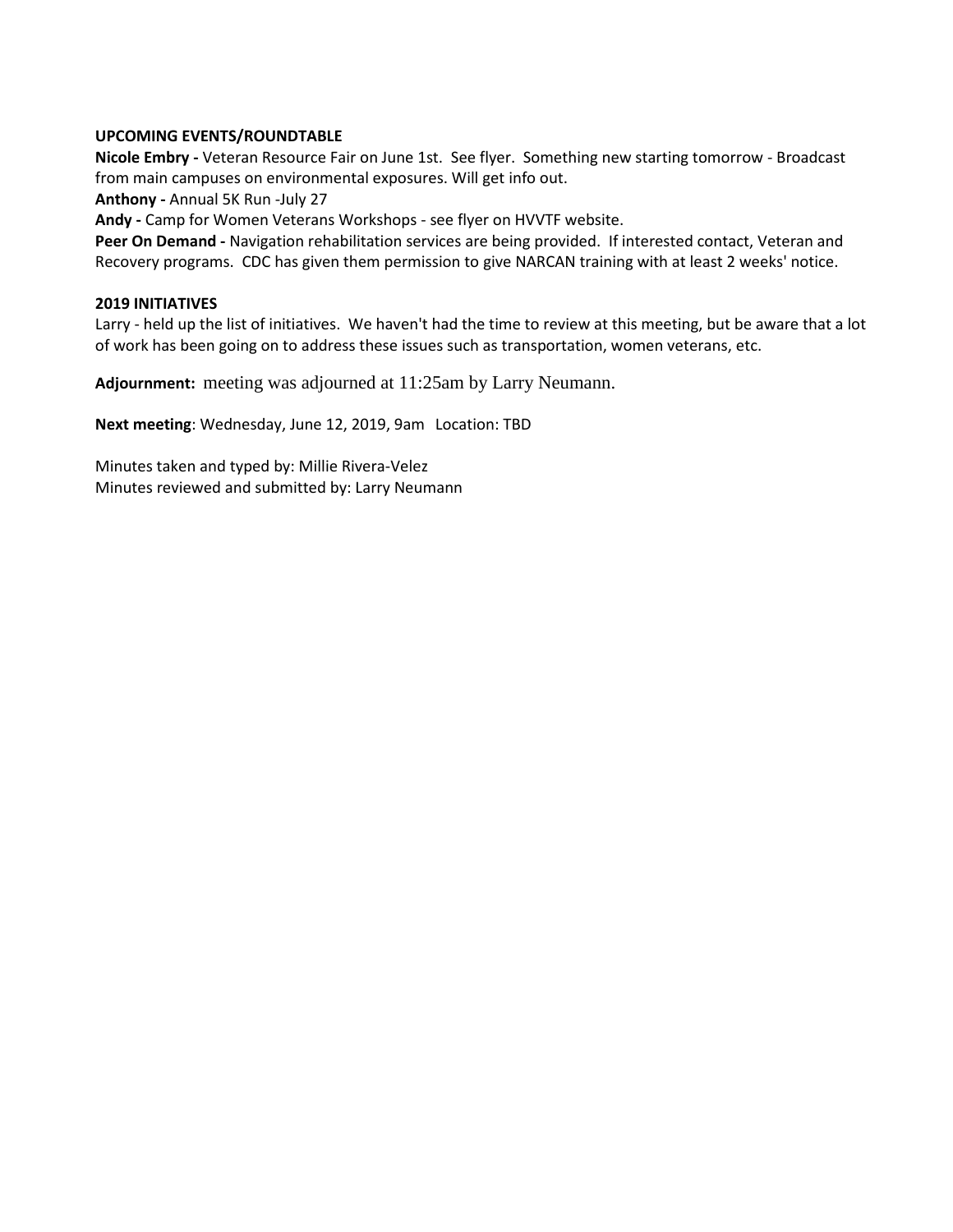**UPCOMING EVENTS/ROUNDTABLE**

**Nicole Embry -** Veteran Resource Fair on June 1st. See flyer. Something new starting tomorrow - Broadcast from main campuses on environmental exposures. Will get info out.

**Anthony -** Annual 5K Run -July 27

**Andy -** Camp for Women Veterans Workshops - see flyer on HVVTF website.

**Peer On Demand -** Navigation rehabilitation services are being provided. If interested contact, Veteran and Recovery programs. CDC has given them permission to give NARCAN training with at least 2 weeks' notice.

**2019 INITIATIVES**

Larry - held up the list of initiatives. We haven't had the time to review at this meeting, but be aware that a lot of work has been going on to address these issues such as transportation, women veterans, etc.

**Adjournment:** meeting was adjourned at 11:25am by Larry Neumann.

**Next meeting**: Wednesday, June 12, 2019, 9am Location: TBD

Minutes taken and typed by: Millie Rivera-Velez
Minutes reviewed and submitted by: Larry Neumann